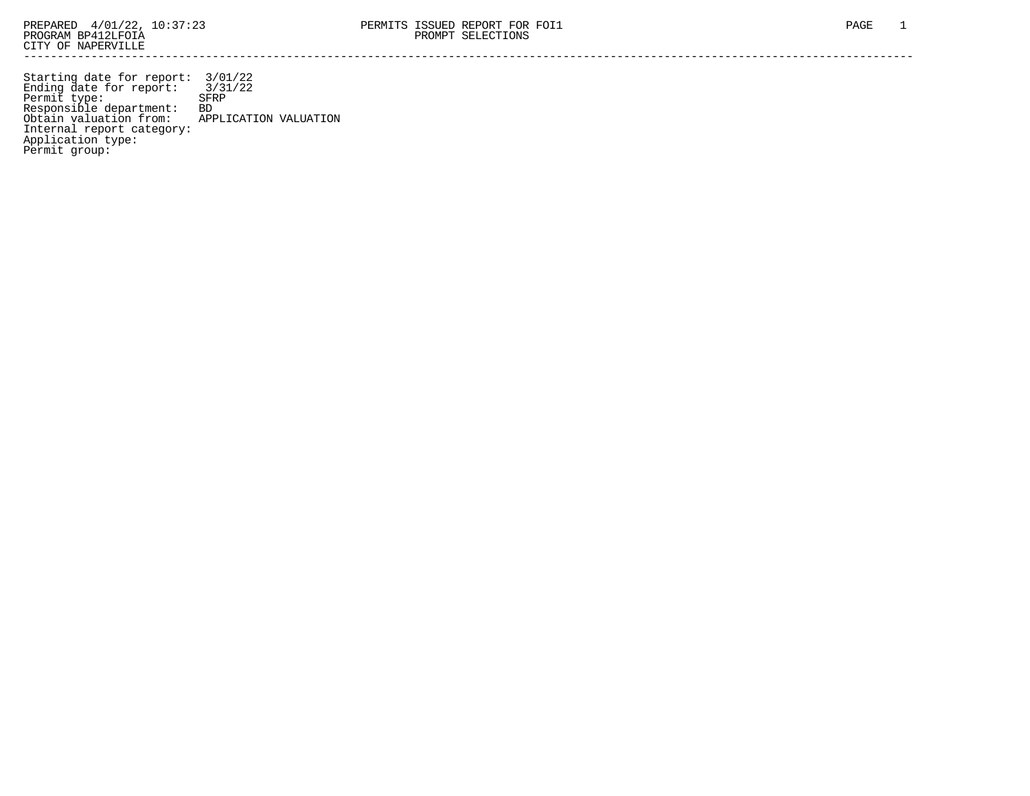PREPARED 4/01/22, 10:37:23
PROGRAM BP412LFOIA
CITY OF NAPERVILLE

# PERMITS ISSUED REPORT FOR FOI1

## PROMPT SELECTIONS

```
Starting date for report:  3/01/22
Ending date for report:    3/31/22
Permit type:              SFRP
Responsible department:   BD
Obtain valuation from:    APPLICATION VALUATION
Internal report category:
Application type:
Permit group:
```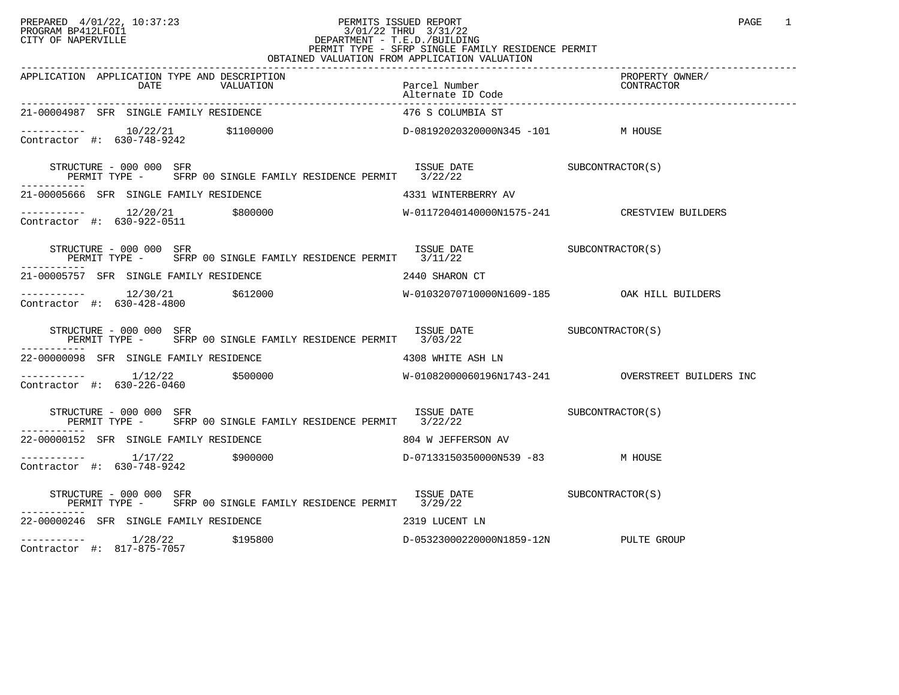PREPARED 4/01/22, 10:37:23
PROGRAM BP412LFOI1
CITY OF NAPERVILLE

# PERMITS ISSUED REPORT

3/01/22 THRU 3/31/22
DEPARTMENT - T.E.D./BUILDING
PERMIT TYPE - SFRP SINGLE FAMILY RESIDENCE PERMIT
OBTAINED VALUATION FROM APPLICATION VALUATION

| APPLICATION | APPLICATION TYPE AND DESCRIPTION / DATE | VALUATION | Parcel Number / Alternate ID Code | PROPERTY OWNER/ CONTRACTOR |
|---|---|---|---|---|
| 21-00004987 | SFR SINGLE FAMILY RESIDENCE | | 476 S COLUMBIA ST | |
| ----------- | 10/22/21 | $1100000 | D-08192020320000N345 -101 | M HOUSE |
| Contractor #: 630-748-9242 | | | | |
| STRUCTURE - 000 000 SFR | PERMIT TYPE - SFRP 00 SINGLE FAMILY RESIDENCE PERMIT | | ISSUE DATE 3/22/22 | SUBCONTRACTOR(S) |
| 21-00005666 | SFR SINGLE FAMILY RESIDENCE | | 4331 WINTERBERRY AV | |
| ----------- | 12/20/21 | $800000 | W-01172040140000N1575-241 | CRESTVIEW BUILDERS |
| Contractor #: 630-922-0511 | | | | |
| STRUCTURE - 000 000 SFR | PERMIT TYPE - SFRP 00 SINGLE FAMILY RESIDENCE PERMIT | | ISSUE DATE 3/11/22 | SUBCONTRACTOR(S) |
| 21-00005757 | SFR SINGLE FAMILY RESIDENCE | | 2440 SHARON CT | |
| ----------- | 12/30/21 | $612000 | W-01032070710000N1609-185 | OAK HILL BUILDERS |
| Contractor #: 630-428-4800 | | | | |
| STRUCTURE - 000 000 SFR | PERMIT TYPE - SFRP 00 SINGLE FAMILY RESIDENCE PERMIT | | ISSUE DATE 3/03/22 | SUBCONTRACTOR(S) |
| 22-00000098 | SFR SINGLE FAMILY RESIDENCE | | 4308 WHITE ASH LN | |
| ----------- | 1/12/22 | $500000 | W-01082000060196N1743-241 | OVERSTREET BUILDERS INC |
| Contractor #: 630-226-0460 | | | | |
| STRUCTURE - 000 000 SFR | PERMIT TYPE - SFRP 00 SINGLE FAMILY RESIDENCE PERMIT | | ISSUE DATE 3/22/22 | SUBCONTRACTOR(S) |
| 22-00000152 | SFR SINGLE FAMILY RESIDENCE | | 804 W JEFFERSON AV | |
| ----------- | 1/17/22 | $900000 | D-07133150350000N539 -83 | M HOUSE |
| Contractor #: 630-748-9242 | | | | |
| STRUCTURE - 000 000 SFR | PERMIT TYPE - SFRP 00 SINGLE FAMILY RESIDENCE PERMIT | | ISSUE DATE 3/29/22 | SUBCONTRACTOR(S) |
| 22-00000246 | SFR SINGLE FAMILY RESIDENCE | | 2319 LUCENT LN | |
| ----------- | 1/28/22 | $195800 | D-05323000220000N1859-12N | PULTE GROUP |
| Contractor #: 817-875-7057 | | | | |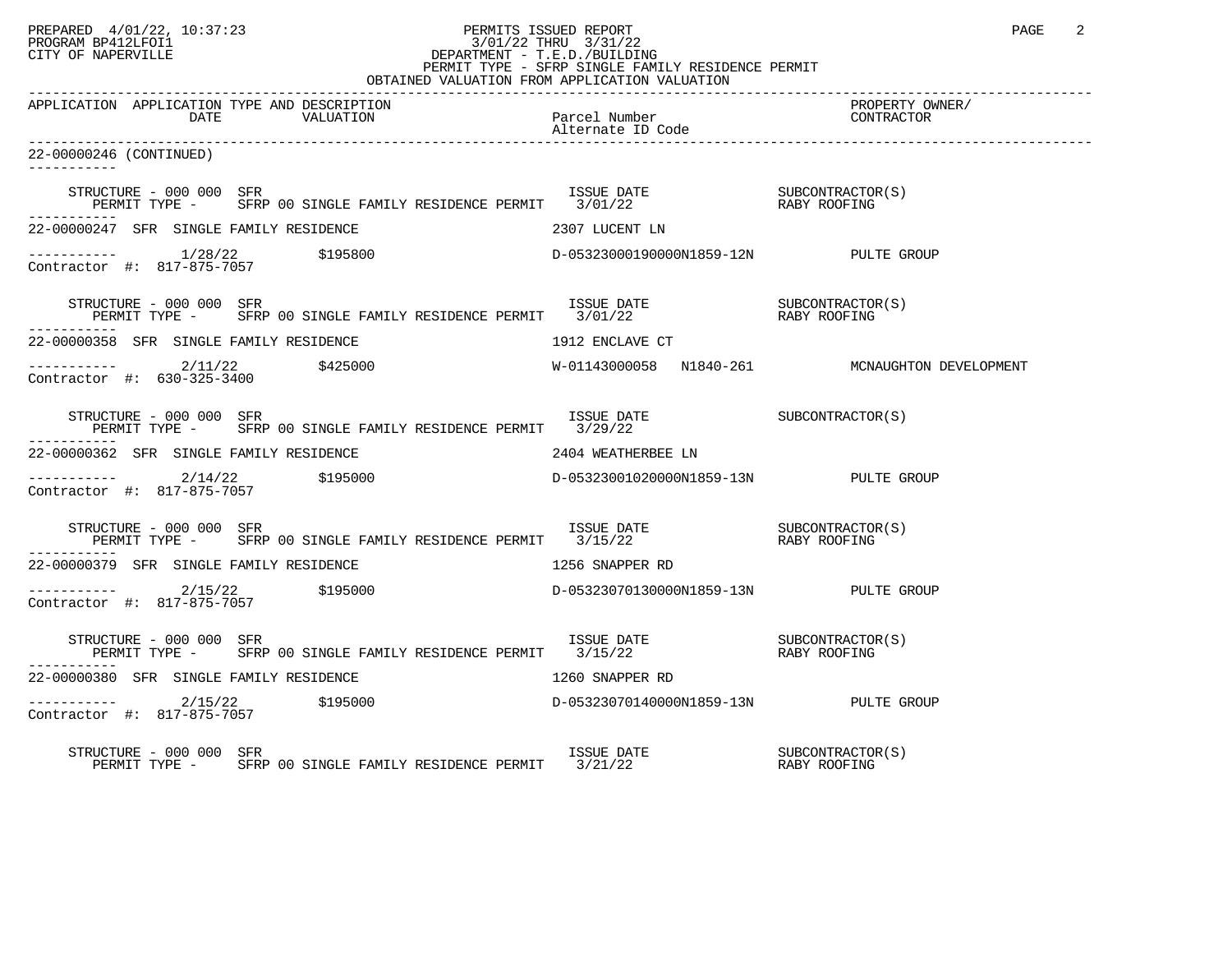PERMITS ISSUED REPORT
3/01/22 THRU 3/31/22
DEPARTMENT - T.E.D./BUILDING
PERMIT TYPE - SFRP SINGLE FAMILY RESIDENCE PERMIT
OBTAINED VALUATION FROM APPLICATION VALUATION

| APPLICATION | APPLICATION TYPE AND DESCRIPTION DATE | VALUATION | Parcel Number / Alternate ID Code | PROPERTY OWNER/ CONTRACTOR |
|---|---|---|---|---|

22-00000246 (CONTINUED)

STRUCTURE - 000 000 SFR — ISSUE DATE 3/01/22 — SUBCONTRACTOR(S): RABY ROOFING
PERMIT TYPE - SFRP 00 SINGLE FAMILY RESIDENCE PERMIT

22-00000247 SFR SINGLE FAMILY RESIDENCE — 2307 LUCENT LN
1/28/22 — $195800 — D-05323000190000N1859-12N — PULTE GROUP
Contractor #: 817-875-7057

STRUCTURE - 000 000 SFR — ISSUE DATE 3/01/22 — SUBCONTRACTOR(S): RABY ROOFING
PERMIT TYPE - SFRP 00 SINGLE FAMILY RESIDENCE PERMIT

22-00000358 SFR SINGLE FAMILY RESIDENCE — 1912 ENCLAVE CT
2/11/22 — $425000 — W-01143000058 N1840-261 — MCNAUGHTON DEVELOPMENT
Contractor #: 630-325-3400

STRUCTURE - 000 000 SFR — ISSUE DATE 3/29/22 — SUBCONTRACTOR(S)
PERMIT TYPE - SFRP 00 SINGLE FAMILY RESIDENCE PERMIT

22-00000362 SFR SINGLE FAMILY RESIDENCE — 2404 WEATHERBEE LN
2/14/22 — $195000 — D-05323001020000N1859-13N — PULTE GROUP
Contractor #: 817-875-7057

STRUCTURE - 000 000 SFR — ISSUE DATE 3/15/22 — SUBCONTRACTOR(S): RABY ROOFING
PERMIT TYPE - SFRP 00 SINGLE FAMILY RESIDENCE PERMIT

22-00000379 SFR SINGLE FAMILY RESIDENCE — 1256 SNAPPER RD
2/15/22 — $195000 — D-05323070130000N1859-13N — PULTE GROUP
Contractor #: 817-875-7057

STRUCTURE - 000 000 SFR — ISSUE DATE 3/15/22 — SUBCONTRACTOR(S): RABY ROOFING
PERMIT TYPE - SFRP 00 SINGLE FAMILY RESIDENCE PERMIT

22-00000380 SFR SINGLE FAMILY RESIDENCE — 1260 SNAPPER RD
2/15/22 — $195000 — D-05323070140000N1859-13N — PULTE GROUP
Contractor #: 817-875-7057

STRUCTURE - 000 000 SFR — ISSUE DATE 3/21/22 — SUBCONTRACTOR(S): RABY ROOFING
PERMIT TYPE - SFRP 00 SINGLE FAMILY RESIDENCE PERMIT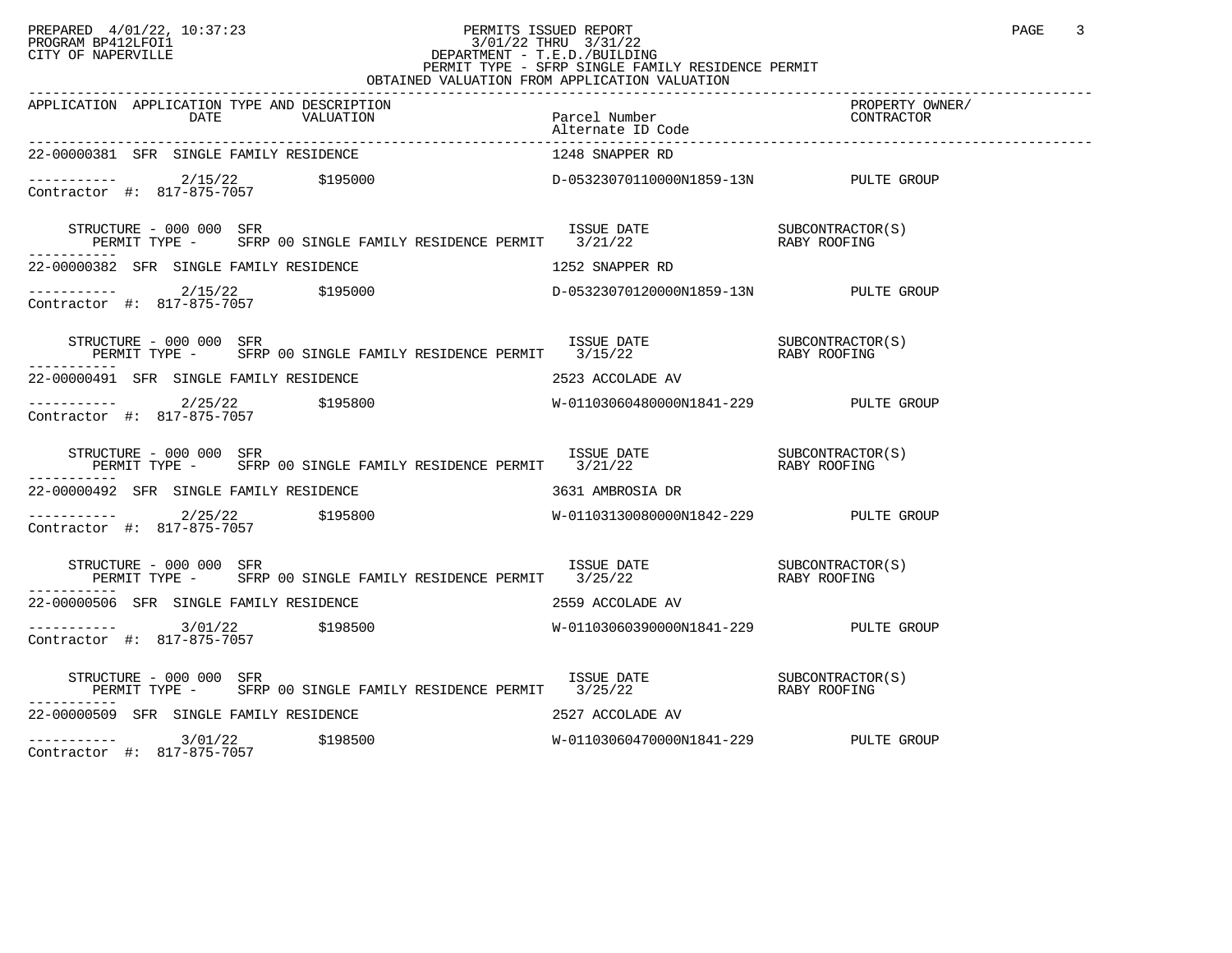PREPARED 4/01/22, 10:37:23 PERMITS ISSUED REPORT
PROGRAM BP412LFOI1 3/01/22 THRU 3/31/22
CITY OF NAPERVILLE DEPARTMENT - T.E.D./BUILDING
PERMIT TYPE - SFRP SINGLE FAMILY RESIDENCE PERMIT
OBTAINED VALUATION FROM APPLICATION VALUATION

| APPLICATION | APPLICATION TYPE AND DESCRIPTION DATE | VALUATION | Parcel Number Alternate ID Code | PROPERTY OWNER/ CONTRACTOR |
|---|---|---|---|---|
| 22-00000381 SFR SINGLE FAMILY RESIDENCE | | | 1248 SNAPPER RD | |
| Contractor #: 817-875-7057 | 2/15/22 | $195000 | D-05323070110000N1859-13N | PULTE GROUP |
| STRUCTURE - 000 000 SFR PERMIT TYPE - SFRP 00 SINGLE FAMILY RESIDENCE PERMIT | | | ISSUE DATE 3/21/22 | SUBCONTRACTOR(S) RABY ROOFING |
| 22-00000382 SFR SINGLE FAMILY RESIDENCE | | | 1252 SNAPPER RD | |
| Contractor #: 817-875-7057 | 2/15/22 | $195000 | D-05323070120000N1859-13N | PULTE GROUP |
| STRUCTURE - 000 000 SFR PERMIT TYPE - SFRP 00 SINGLE FAMILY RESIDENCE PERMIT | | | ISSUE DATE 3/15/22 | SUBCONTRACTOR(S) RABY ROOFING |
| 22-00000491 SFR SINGLE FAMILY RESIDENCE | | | 2523 ACCOLADE AV | |
| Contractor #: 817-875-7057 | 2/25/22 | $195800 | W-01103060480000N1841-229 | PULTE GROUP |
| STRUCTURE - 000 000 SFR PERMIT TYPE - SFRP 00 SINGLE FAMILY RESIDENCE PERMIT | | | ISSUE DATE 3/21/22 | SUBCONTRACTOR(S) RABY ROOFING |
| 22-00000492 SFR SINGLE FAMILY RESIDENCE | | | 3631 AMBROSIA DR | |
| Contractor #: 817-875-7057 | 2/25/22 | $195800 | W-01103130080000N1842-229 | PULTE GROUP |
| STRUCTURE - 000 000 SFR PERMIT TYPE - SFRP 00 SINGLE FAMILY RESIDENCE PERMIT | | | ISSUE DATE 3/25/22 | SUBCONTRACTOR(S) RABY ROOFING |
| 22-00000506 SFR SINGLE FAMILY RESIDENCE | | | 2559 ACCOLADE AV | |
| Contractor #: 817-875-7057 | 3/01/22 | $198500 | W-01103060390000N1841-229 | PULTE GROUP |
| STRUCTURE - 000 000 SFR PERMIT TYPE - SFRP 00 SINGLE FAMILY RESIDENCE PERMIT | | | ISSUE DATE 3/25/22 | SUBCONTRACTOR(S) RABY ROOFING |
| 22-00000509 SFR SINGLE FAMILY RESIDENCE | | | 2527 ACCOLADE AV | |
| Contractor #: 817-875-7057 | 3/01/22 | $198500 | W-01103060470000N1841-229 | PULTE GROUP |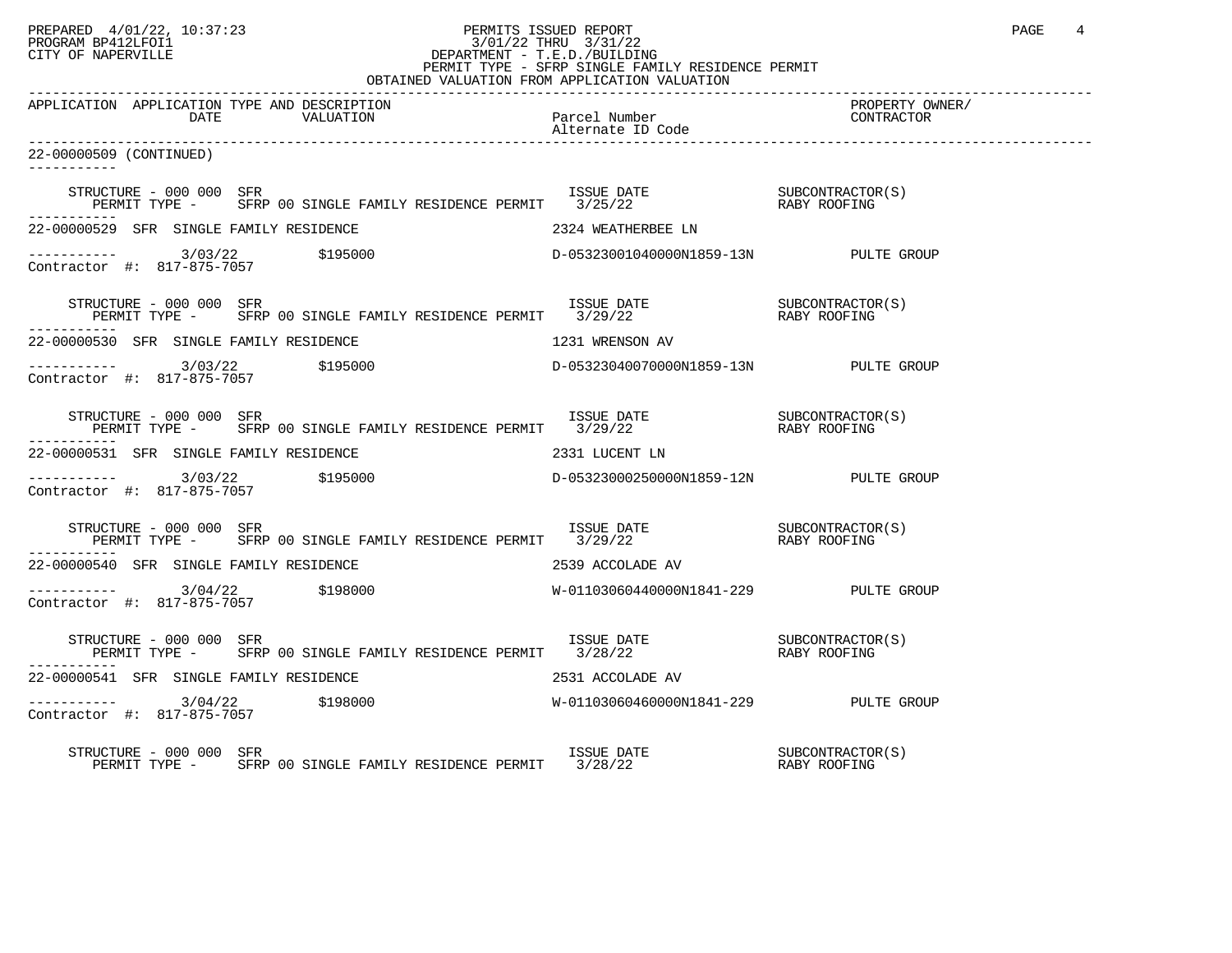PERMITS ISSUED REPORT
3/01/22 THRU 3/31/22
DEPARTMENT - T.E.D./BUILDING
PERMIT TYPE - SFRP SINGLE FAMILY RESIDENCE PERMIT
OBTAINED VALUATION FROM APPLICATION VALUATION

| APPLICATION | APPLICATION TYPE AND DESCRIPTION DATE | VALUATION | Parcel Number / Alternate ID Code | PROPERTY OWNER/ CONTRACTOR |
|---|---|---|---|---|

22-00000509 (CONTINUED)

STRUCTURE - 000 000 SFR — ISSUE DATE — SUBCONTRACTOR(S)
PERMIT TYPE - SFRP 00 SINGLE FAMILY RESIDENCE PERMIT 3/25/22 RABY ROOFING

22-00000529 SFR SINGLE FAMILY RESIDENCE — 2324 WEATHERBEE LN
3/03/22 $195000 D-05323001040000N1859-13N PULTE GROUP
Contractor #: 817-875-7057

STRUCTURE - 000 000 SFR — ISSUE DATE — SUBCONTRACTOR(S)
PERMIT TYPE - SFRP 00 SINGLE FAMILY RESIDENCE PERMIT 3/29/22 RABY ROOFING

22-00000530 SFR SINGLE FAMILY RESIDENCE — 1231 WRENSON AV
3/03/22 $195000 D-05323040070000N1859-13N PULTE GROUP
Contractor #: 817-875-7057

STRUCTURE - 000 000 SFR — ISSUE DATE — SUBCONTRACTOR(S)
PERMIT TYPE - SFRP 00 SINGLE FAMILY RESIDENCE PERMIT 3/29/22 RABY ROOFING

22-00000531 SFR SINGLE FAMILY RESIDENCE — 2331 LUCENT LN
3/03/22 $195000 D-05323000250000N1859-12N PULTE GROUP
Contractor #: 817-875-7057

STRUCTURE - 000 000 SFR — ISSUE DATE — SUBCONTRACTOR(S)
PERMIT TYPE - SFRP 00 SINGLE FAMILY RESIDENCE PERMIT 3/29/22 RABY ROOFING

22-00000540 SFR SINGLE FAMILY RESIDENCE — 2539 ACCOLADE AV
3/04/22 $198000 W-01103060440000N1841-229 PULTE GROUP
Contractor #: 817-875-7057

STRUCTURE - 000 000 SFR — ISSUE DATE — SUBCONTRACTOR(S)
PERMIT TYPE - SFRP 00 SINGLE FAMILY RESIDENCE PERMIT 3/28/22 RABY ROOFING

22-00000541 SFR SINGLE FAMILY RESIDENCE — 2531 ACCOLADE AV
3/04/22 $198000 W-01103060460000N1841-229 PULTE GROUP
Contractor #: 817-875-7057

STRUCTURE - 000 000 SFR — ISSUE DATE — SUBCONTRACTOR(S)
PERMIT TYPE - SFRP 00 SINGLE FAMILY RESIDENCE PERMIT 3/28/22 RABY ROOFING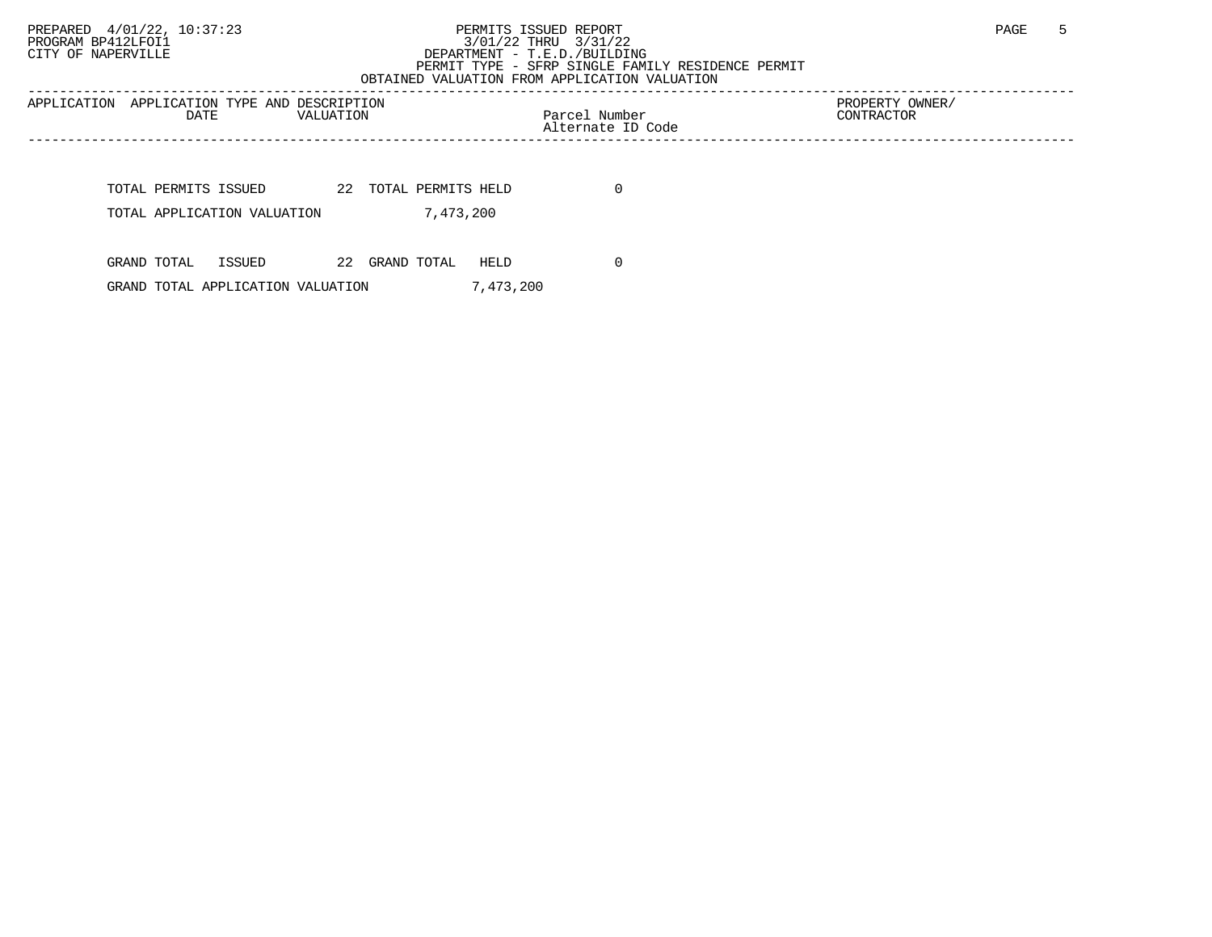PERMITS ISSUED REPORT
3/01/22 THRU 3/31/22
DEPARTMENT - T.E.D./BUILDING
PERMIT TYPE - SFRP SINGLE FAMILY RESIDENCE PERMIT
OBTAINED VALUATION FROM APPLICATION VALUATION

| APPLICATION | APPLICATION TYPE AND DESCRIPTION DATE | VALUATION | Parcel Number Alternate ID Code | PROPERTY OWNER/ CONTRACTOR |
|---|---|---|---|---|

TOTAL PERMITS ISSUED 22 TOTAL PERMITS HELD 0

TOTAL APPLICATION VALUATION 7,473,200

GRAND TOTAL ISSUED 22 GRAND TOTAL HELD 0

GRAND TOTAL APPLICATION VALUATION 7,473,200